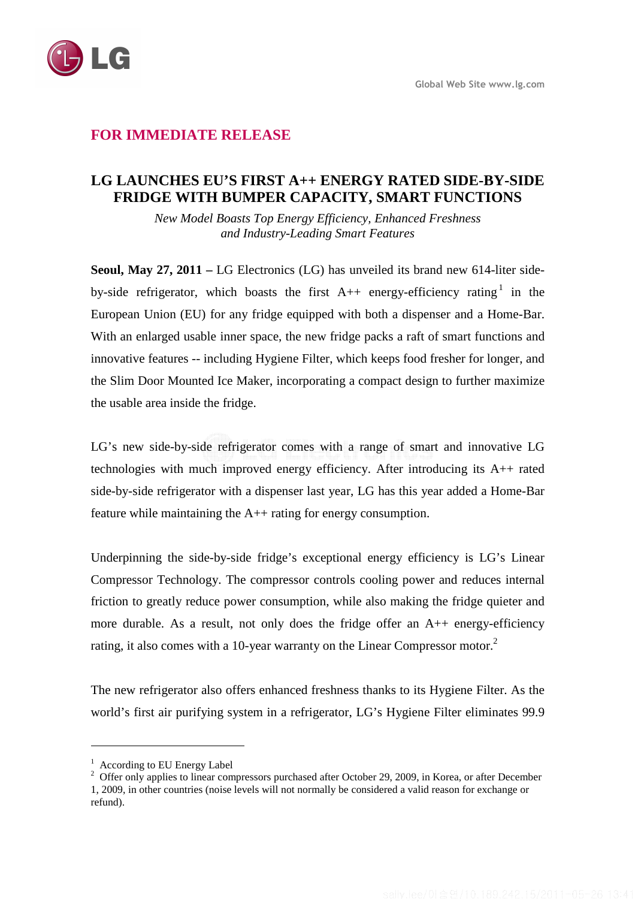Global Web Site www.lg.com

**FOR IMMEDIATE RELEASE**

# LG LAUNCHES EU'S FIRST A++ ENERGY RATED SIDE-BY-SIDE FRIDGE WITH BUMPER CAPACITY, SMART FUNCTIONS

*New Model Boasts Top Energy Efficiency, Enhanced Freshness and Industry-Leading Smart Features*

**Seoul, May 27, 2011 –** LG Electronics (LG) has unveiled its brand new 614-liter side-by-side refrigerator, which boasts the first A++ energy-efficiency rating[1] in the European Union (EU) for any fridge equipped with both a dispenser and a Home-Bar. With an enlarged usable inner space, the new fridge packs a raft of smart functions and innovative features -- including Hygiene Filter, which keeps food fresher for longer, and the Slim Door Mounted Ice Maker, incorporating a compact design to further maximize the usable area inside the fridge.

LG's new side-by-side refrigerator comes with a range of smart and innovative LG technologies with much improved energy efficiency. After introducing its A++ rated side-by-side refrigerator with a dispenser last year, LG has this year added a Home-Bar feature while maintaining the A++ rating for energy consumption.

Underpinning the side-by-side fridge's exceptional energy efficiency is LG's Linear Compressor Technology. The compressor controls cooling power and reduces internal friction to greatly reduce power consumption, while also making the fridge quieter and more durable. As a result, not only does the fridge offer an A++ energy-efficiency rating, it also comes with a 10-year warranty on the Linear Compressor motor.[2]

The new refrigerator also offers enhanced freshness thanks to its Hygiene Filter. As the world's first air purifying system in a refrigerator, LG's Hygiene Filter eliminates 99.9

---

[1] According to EU Energy Label

[2] Offer only applies to linear compressors purchased after October 29, 2009, in Korea, or after December 1, 2009, in other countries (noise levels will not normally be considered a valid reason for exchange or refund).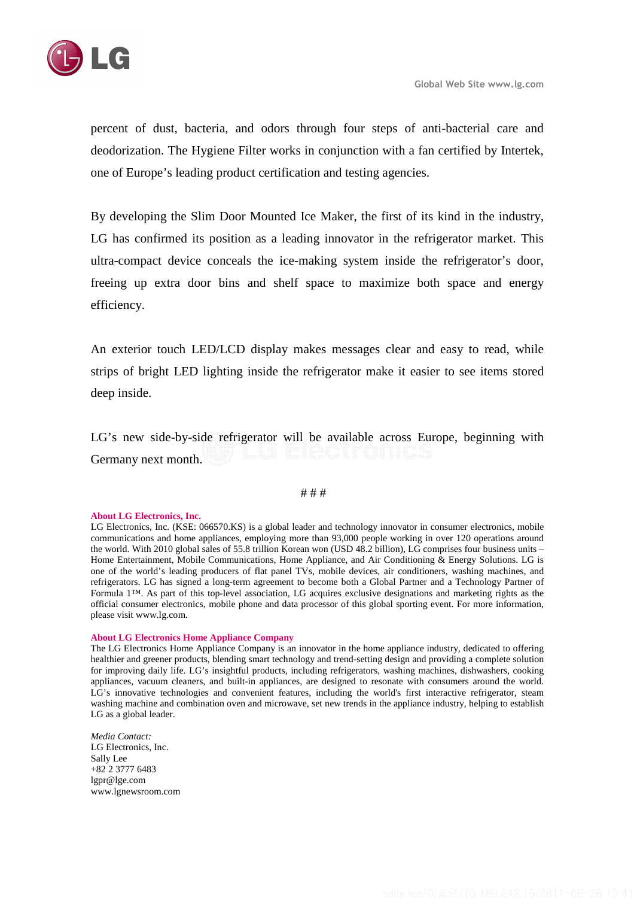percent of dust, bacteria, and odors through four steps of anti-bacterial care and deodorization. The Hygiene Filter works in conjunction with a fan certified by Intertek, one of Europe's leading product certification and testing agencies.

By developing the Slim Door Mounted Ice Maker, the first of its kind in the industry, LG has confirmed its position as a leading innovator in the refrigerator market. This ultra-compact device conceals the ice-making system inside the refrigerator's door, freeing up extra door bins and shelf space to maximize both space and energy efficiency.

An exterior touch LED/LCD display makes messages clear and easy to read, while strips of bright LED lighting inside the refrigerator make it easier to see items stored deep inside.

LG's new side-by-side refrigerator will be available across Europe, beginning with Germany next month.

# # #

**About LG Electronics, Inc.**

LG Electronics, Inc. (KSE: 066570.KS) is a global leader and technology innovator in consumer electronics, mobile communications and home appliances, employing more than 93,000 people working in over 120 operations around the world. With 2010 global sales of 55.8 trillion Korean won (USD 48.2 billion), LG comprises four business units – Home Entertainment, Mobile Communications, Home Appliance, and Air Conditioning & Energy Solutions. LG is one of the world's leading producers of flat panel TVs, mobile devices, air conditioners, washing machines, and refrigerators. LG has signed a long-term agreement to become both a Global Partner and a Technology Partner of Formula 1™. As part of this top-level association, LG acquires exclusive designations and marketing rights as the official consumer electronics, mobile phone and data processor of this global sporting event. For more information, please visit www.lg.com.

**About LG Electronics Home Appliance Company**

The LG Electronics Home Appliance Company is an innovator in the home appliance industry, dedicated to offering healthier and greener products, blending smart technology and trend-setting design and providing a complete solution for improving daily life. LG's insightful products, including refrigerators, washing machines, dishwashers, cooking appliances, vacuum cleaners, and built-in appliances, are designed to resonate with consumers around the world. LG's innovative technologies and convenient features, including the world's first interactive refrigerator, steam washing machine and combination oven and microwave, set new trends in the appliance industry, helping to establish LG as a global leader.

*Media Contact:*
LG Electronics, Inc.
Sally Lee
+82 2 3777 6483
lgpr@lge.com
www.lgnewsroom.com